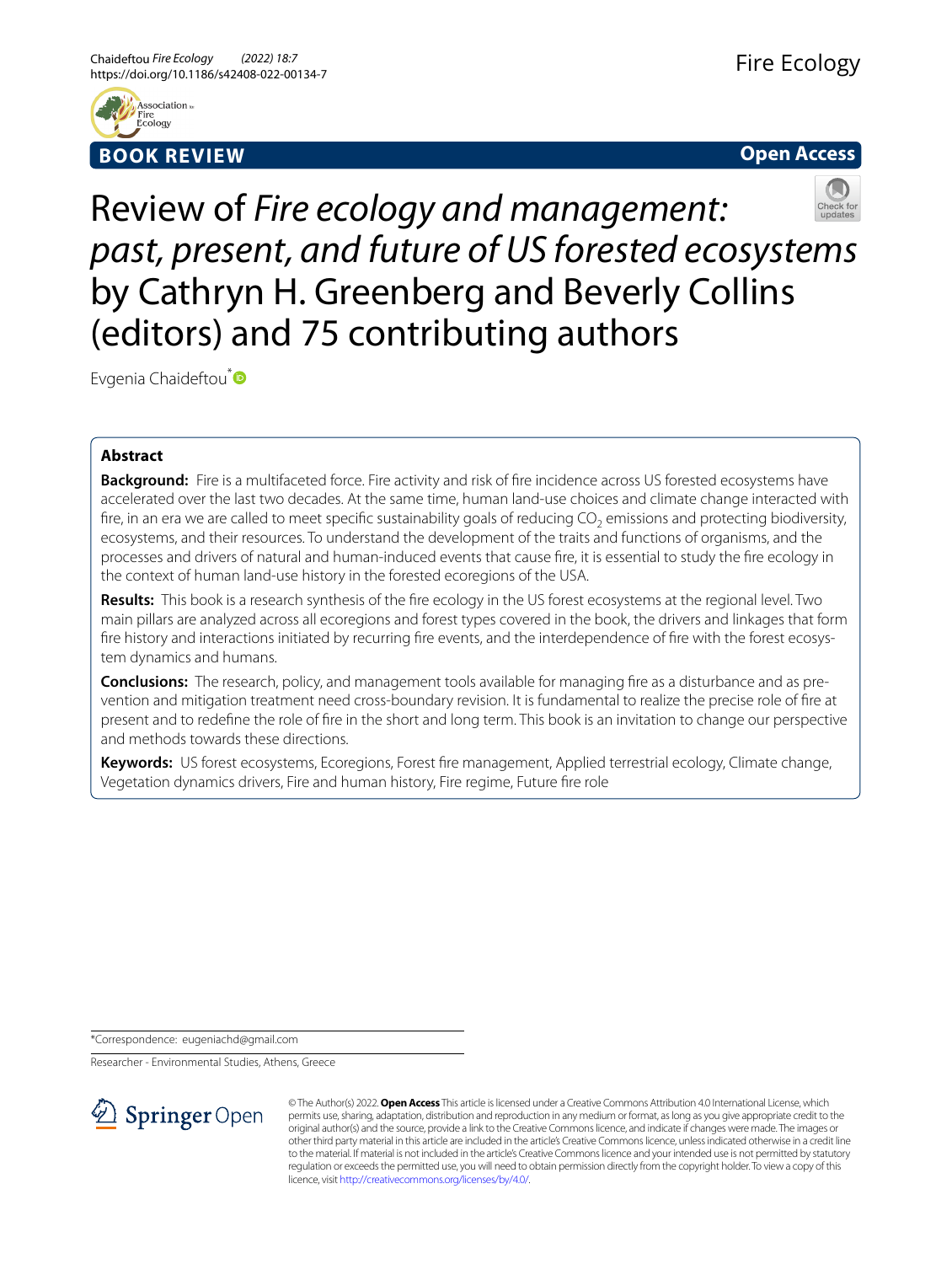BOOK REVIEW

Open Access

# Review of *Fire ecology and management: past, present, and future of US forested ecosystems* by Cathryn H. Greenberg and Beverly Collins (editors) and 75 contributing authors

Evgenia Chaideftou*

## Abstract

**Background:** Fire is a multifaceted force. Fire activity and risk of fire incidence across US forested ecosystems have accelerated over the last two decades. At the same time, human land-use choices and climate change interacted with fire, in an era we are called to meet specific sustainability goals of reducing $CO_2$ emissions and protecting biodiversity, ecosystems, and their resources. To understand the development of the traits and functions of organisms, and the processes and drivers of natural and human-induced events that cause fire, it is essential to study the fire ecology in the context of human land-use history in the forested ecoregions of the USA.

**Results:** This book is a research synthesis of the fire ecology in the US forest ecosystems at the regional level. Two main pillars are analyzed across all ecoregions and forest types covered in the book, the drivers and linkages that form fire history and interactions initiated by recurring fire events, and the interdependence of fire with the forest ecosystem dynamics and humans.

**Conclusions:** The research, policy, and management tools available for managing fire as a disturbance and as prevention and mitigation treatment need cross-boundary revision. It is fundamental to realize the precise role of fire at present and to redefine the role of fire in the short and long term. This book is an invitation to change our perspective and methods towards these directions.

**Keywords:** US forest ecosystems, Ecoregions, Forest fire management, Applied terrestrial ecology, Climate change, Vegetation dynamics drivers, Fire and human history, Fire regime, Future fire role

*Correspondence: eugeniachd@gmail.com

Researcher - Environmental Studies, Athens, Greece

© The Author(s) 2022. **Open Access** This article is licensed under a Creative Commons Attribution 4.0 International License, which permits use, sharing, adaptation, distribution and reproduction in any medium or format, as long as you give appropriate credit to the original author(s) and the source, provide a link to the Creative Commons licence, and indicate if changes were made. The images or other third party material in this article are included in the article's Creative Commons licence, unless indicated otherwise in a credit line to the material. If material is not included in the article's Creative Commons licence and your intended use is not permitted by statutory regulation or exceeds the permitted use, you will need to obtain permission directly from the copyright holder. To view a copy of this licence, visit http://creativecommons.org/licenses/by/4.0/.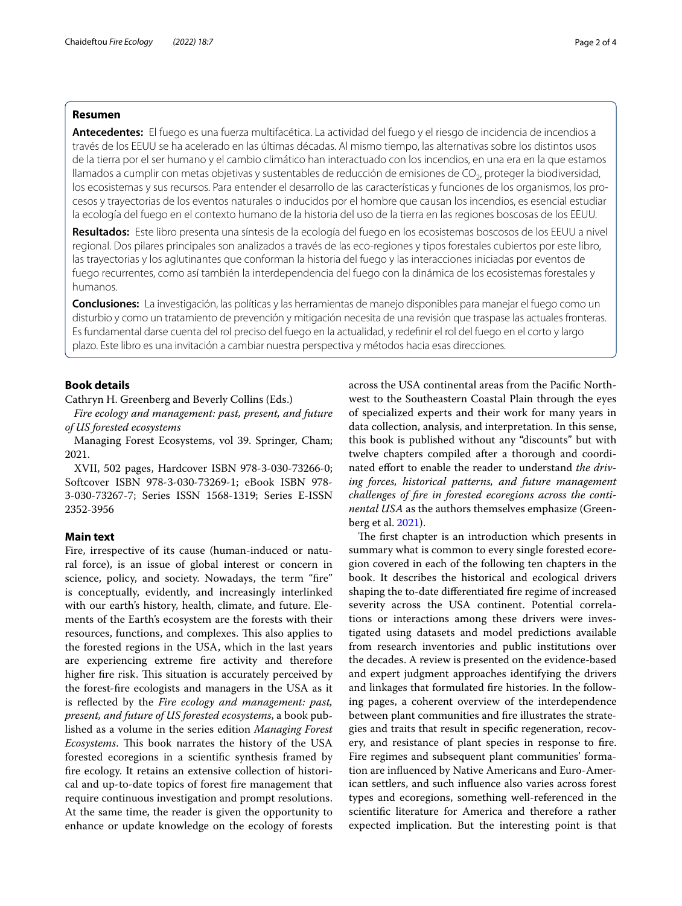## Resumen

**Antecedentes:** El fuego es una fuerza multifacética. La actividad del fuego y el riesgo de incidencia de incendios a través de los EEUU se ha acelerado en las últimas décadas. Al mismo tiempo, las alternativas sobre los distintos usos de la tierra por el ser humano y el cambio climático han interactuado con los incendios, en una era en la que estamos llamados a cumplir con metas objetivas y sustentables de reducción de emisiones de $CO_2$, proteger la biodiversidad, los ecosistemas y sus recursos. Para entender el desarrollo de las características y funciones de los organismos, los procesos y trayectorias de los eventos naturales o inducidos por el hombre que causan los incendios, es esencial estudiar la ecología del fuego en el contexto humano de la historia del uso de la tierra en las regiones boscosas de los EEUU.

**Resultados:** Este libro presenta una síntesis de la ecología del fuego en los ecosistemas boscosos de los EEUU a nivel regional. Dos pilares principales son analizados a través de las eco-regiones y tipos forestales cubiertos por este libro, las trayectorias y los aglutinantes que conforman la historia del fuego y las interacciones iniciadas por eventos de fuego recurrentes, como así también la interdependencia del fuego con la dinámica de los ecosistemas forestales y humanos.

**Conclusiones:** La investigación, las políticas y las herramientas de manejo disponibles para manejar el fuego como un disturbio y como un tratamiento de prevención y mitigación necesita de una revisión que traspase las actuales fronteras. Es fundamental darse cuenta del rol preciso del fuego en la actualidad, y redefinir el rol del fuego en el corto y largo plazo. Este libro es una invitación a cambiar nuestra perspectiva y métodos hacia esas direcciones.

## Book details

Cathryn H. Greenberg and Beverly Collins (Eds.)

*Fire ecology and management: past, present, and future of US forested ecosystems*

Managing Forest Ecosystems, vol 39. Springer, Cham; 2021.

XVII, 502 pages, Hardcover ISBN 978-3-030-73266-0; Softcover ISBN 978-3-030-73269-1; eBook ISBN 978-3-030-73267-7; Series ISSN 1568-1319; Series E-ISSN 2352-3956

## Main text

Fire, irrespective of its cause (human-induced or natural force), is an issue of global interest or concern in science, policy, and society. Nowadays, the term "fire" is conceptually, evidently, and increasingly interlinked with our earth's history, health, climate, and future. Elements of the Earth's ecosystem are the forests with their resources, functions, and complexes. This also applies to the forested regions in the USA, which in the last years are experiencing extreme fire activity and therefore higher fire risk. This situation is accurately perceived by the forest-fire ecologists and managers in the USA as it is reflected by the *Fire ecology and management: past, present, and future of US forested ecosystems*, a book published as a volume in the series edition *Managing Forest Ecosystems*. This book narrates the history of the USA forested ecoregions in a scientific synthesis framed by fire ecology. It retains an extensive collection of historical and up-to-date topics of forest fire management that require continuous investigation and prompt resolutions. At the same time, the reader is given the opportunity to enhance or update knowledge on the ecology of forests across the USA continental areas from the Pacific Northwest to the Southeastern Coastal Plain through the eyes of specialized experts and their work for many years in data collection, analysis, and interpretation. In this sense, this book is published without any "discounts" but with twelve chapters compiled after a thorough and coordinated effort to enable the reader to understand *the driving forces, historical patterns, and future management challenges of fire in forested ecoregions across the continental USA* as the authors themselves emphasize (Greenberg et al. 2021).

The first chapter is an introduction which presents in summary what is common to every single forested ecoregion covered in each of the following ten chapters in the book. It describes the historical and ecological drivers shaping the to-date differentiated fire regime of increased severity across the USA continent. Potential correlations or interactions among these drivers were investigated using datasets and model predictions available from research inventories and public institutions over the decades. A review is presented on the evidence-based and expert judgment approaches identifying the drivers and linkages that formulated fire histories. In the following pages, a coherent overview of the interdependence between plant communities and fire illustrates the strategies and traits that result in specific regeneration, recovery, and resistance of plant species in response to fire. Fire regimes and subsequent plant communities' formation are influenced by Native Americans and Euro-American settlers, and such influence also varies across forest types and ecoregions, something well-referenced in the scientific literature for America and therefore a rather expected implication. But the interesting point is that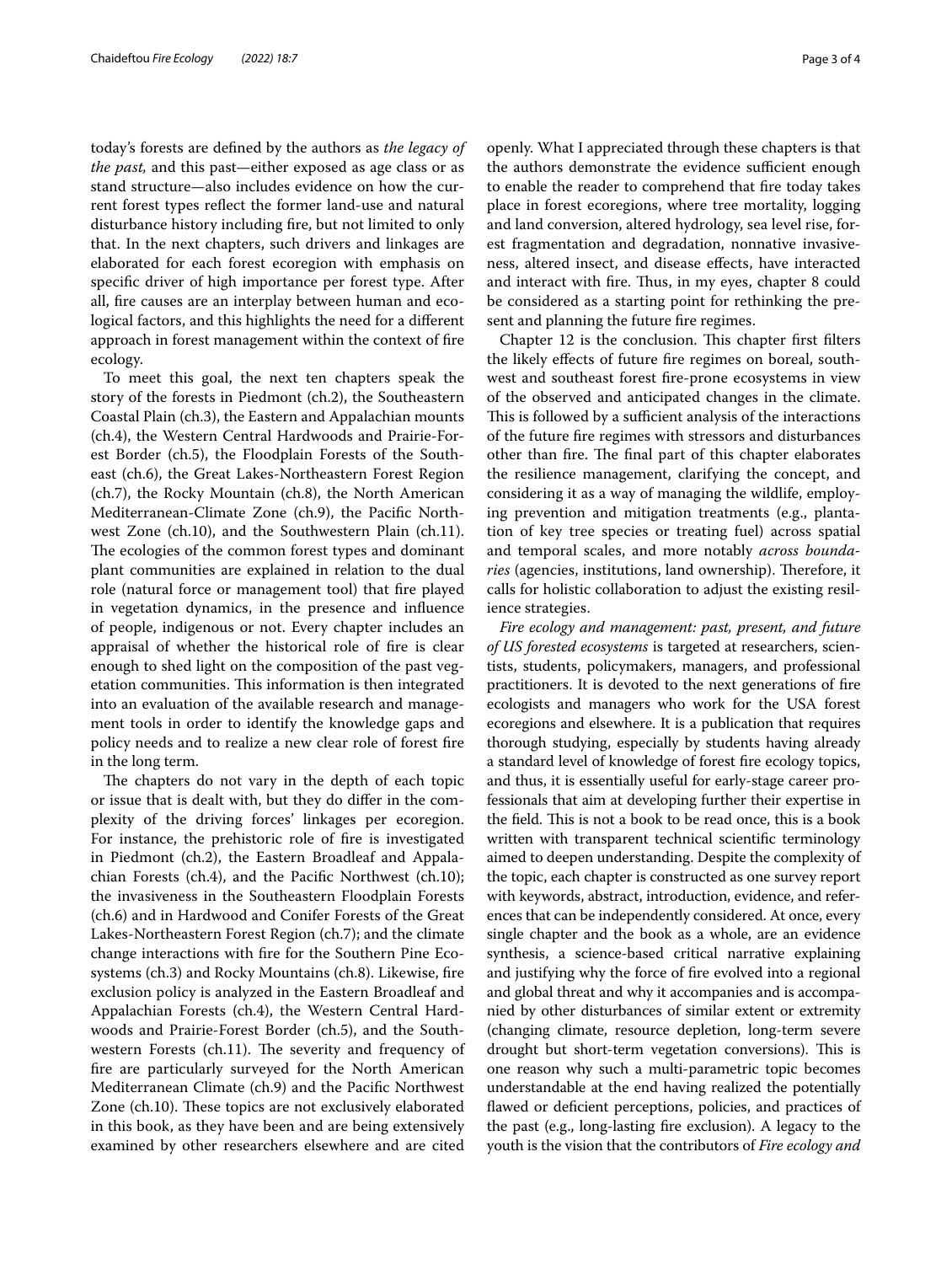today's forests are defined by the authors as *the legacy of the past,* and this past—either exposed as age class or as stand structure—also includes evidence on how the current forest types reflect the former land-use and natural disturbance history including fire, but not limited to only that. In the next chapters, such drivers and linkages are elaborated for each forest ecoregion with emphasis on specific driver of high importance per forest type. After all, fire causes are an interplay between human and ecological factors, and this highlights the need for a different approach in forest management within the context of fire ecology.

To meet this goal, the next ten chapters speak the story of the forests in Piedmont (ch.2), the Southeastern Coastal Plain (ch.3), the Eastern and Appalachian mounts (ch.4), the Western Central Hardwoods and Prairie-Forest Border (ch.5), the Floodplain Forests of the Southeast (ch.6), the Great Lakes-Northeastern Forest Region (ch.7), the Rocky Mountain (ch.8), the North American Mediterranean-Climate Zone (ch.9), the Pacific Northwest Zone (ch.10), and the Southwestern Plain (ch.11). The ecologies of the common forest types and dominant plant communities are explained in relation to the dual role (natural force or management tool) that fire played in vegetation dynamics, in the presence and influence of people, indigenous or not. Every chapter includes an appraisal of whether the historical role of fire is clear enough to shed light on the composition of the past vegetation communities. This information is then integrated into an evaluation of the available research and management tools in order to identify the knowledge gaps and policy needs and to realize a new clear role of forest fire in the long term.

The chapters do not vary in the depth of each topic or issue that is dealt with, but they do differ in the complexity of the driving forces' linkages per ecoregion. For instance, the prehistoric role of fire is investigated in Piedmont (ch.2), the Eastern Broadleaf and Appalachian Forests (ch.4), and the Pacific Northwest (ch.10); the invasiveness in the Southeastern Floodplain Forests (ch.6) and in Hardwood and Conifer Forests of the Great Lakes-Northeastern Forest Region (ch.7); and the climate change interactions with fire for the Southern Pine Ecosystems (ch.3) and Rocky Mountains (ch.8). Likewise, fire exclusion policy is analyzed in the Eastern Broadleaf and Appalachian Forests (ch.4), the Western Central Hardwoods and Prairie-Forest Border (ch.5), and the Southwestern Forests (ch.11). The severity and frequency of fire are particularly surveyed for the North American Mediterranean Climate (ch.9) and the Pacific Northwest Zone (ch.10). These topics are not exclusively elaborated in this book, as they have been and are being extensively examined by other researchers elsewhere and are cited openly. What I appreciated through these chapters is that the authors demonstrate the evidence sufficient enough to enable the reader to comprehend that fire today takes place in forest ecoregions, where tree mortality, logging and land conversion, altered hydrology, sea level rise, forest fragmentation and degradation, nonnative invasiveness, altered insect, and disease effects, have interacted and interact with fire. Thus, in my eyes, chapter 8 could be considered as a starting point for rethinking the present and planning the future fire regimes.

Chapter 12 is the conclusion. This chapter first filters the likely effects of future fire regimes on boreal, southwest and southeast forest fire-prone ecosystems in view of the observed and anticipated changes in the climate. This is followed by a sufficient analysis of the interactions of the future fire regimes with stressors and disturbances other than fire. The final part of this chapter elaborates the resilience management, clarifying the concept, and considering it as a way of managing the wildlife, employing prevention and mitigation treatments (e.g., plantation of key tree species or treating fuel) across spatial and temporal scales, and more notably *across boundaries* (agencies, institutions, land ownership). Therefore, it calls for holistic collaboration to adjust the existing resilience strategies.

*Fire ecology and management: past, present, and future of US forested ecosystems* is targeted at researchers, scientists, students, policymakers, managers, and professional practitioners. It is devoted to the next generations of fire ecologists and managers who work for the USA forest ecoregions and elsewhere. It is a publication that requires thorough studying, especially by students having already a standard level of knowledge of forest fire ecology topics, and thus, it is essentially useful for early-stage career professionals that aim at developing further their expertise in the field. This is not a book to be read once, this is a book written with transparent technical scientific terminology aimed to deepen understanding. Despite the complexity of the topic, each chapter is constructed as one survey report with keywords, abstract, introduction, evidence, and references that can be independently considered. At once, every single chapter and the book as a whole, are an evidence synthesis, a science-based critical narrative explaining and justifying why the force of fire evolved into a regional and global threat and why it accompanies and is accompanied by other disturbances of similar extent or extremity (changing climate, resource depletion, long-term severe drought but short-term vegetation conversions). This is one reason why such a multi-parametric topic becomes understandable at the end having realized the potentially flawed or deficient perceptions, policies, and practices of the past (e.g., long-lasting fire exclusion). A legacy to the youth is the vision that the contributors of *Fire ecology and*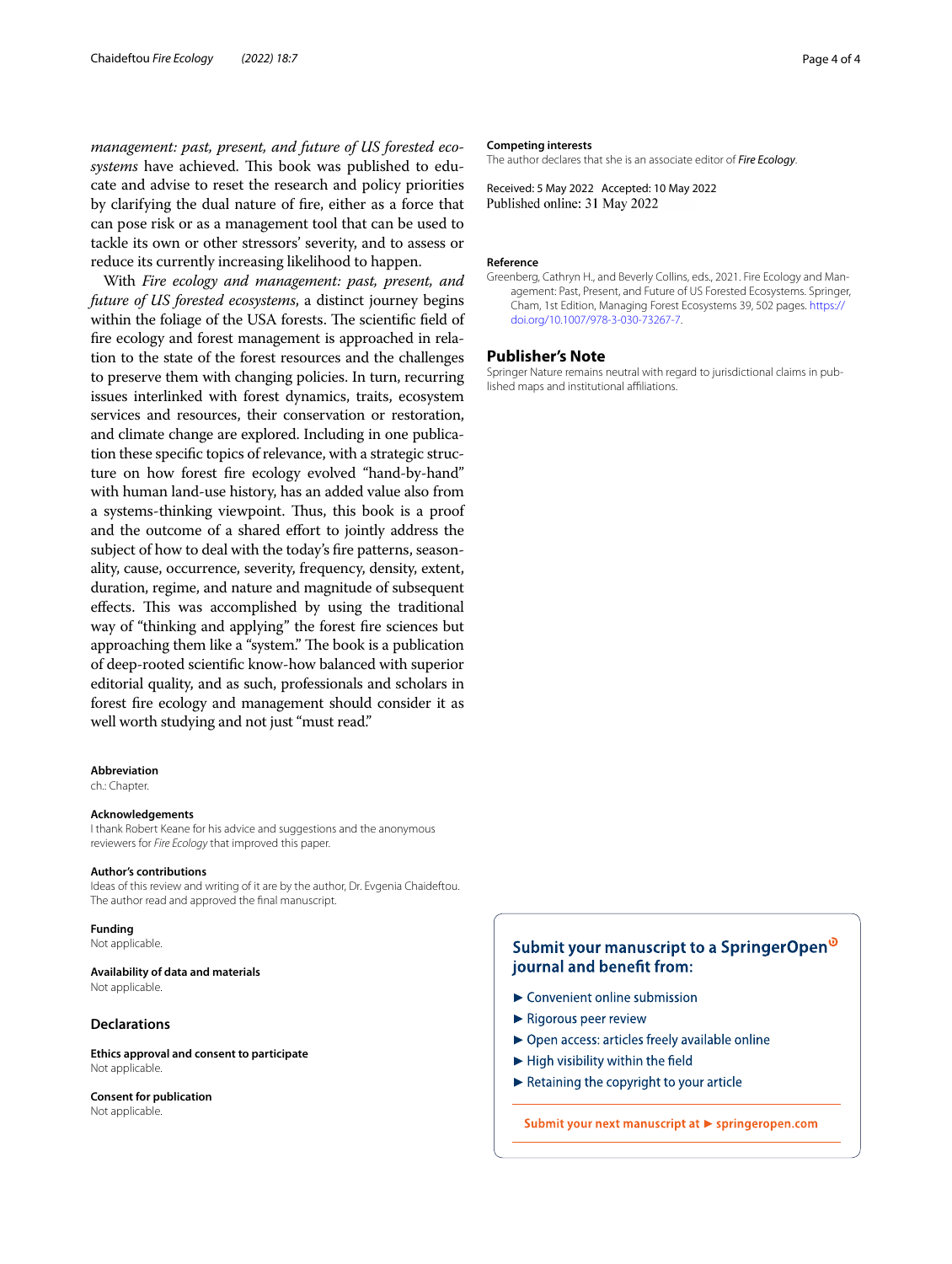*management: past, present, and future of US forested ecosystems* have achieved. This book was published to educate and advise to reset the research and policy priorities by clarifying the dual nature of fire, either as a force that can pose risk or as a management tool that can be used to tackle its own or other stressors' severity, and to assess or reduce its currently increasing likelihood to happen.

With *Fire ecology and management: past, present, and future of US forested ecosystems*, a distinct journey begins within the foliage of the USA forests. The scientific field of fire ecology and forest management is approached in relation to the state of the forest resources and the challenges to preserve them with changing policies. In turn, recurring issues interlinked with forest dynamics, traits, ecosystem services and resources, their conservation or restoration, and climate change are explored. Including in one publication these specific topics of relevance, with a strategic structure on how forest fire ecology evolved "hand-by-hand" with human land-use history, has an added value also from a systems-thinking viewpoint. Thus, this book is a proof and the outcome of a shared effort to jointly address the subject of how to deal with the today's fire patterns, seasonality, cause, occurrence, severity, frequency, density, extent, duration, regime, and nature and magnitude of subsequent effects. This was accomplished by using the traditional way of "thinking and applying" the forest fire sciences but approaching them like a "system." The book is a publication of deep-rooted scientific know-how balanced with superior editorial quality, and as such, professionals and scholars in forest fire ecology and management should consider it as well worth studying and not just "must read."

#### Abbreviation
ch.: Chapter.

#### Acknowledgements
I thank Robert Keane for his advice and suggestions and the anonymous reviewers for *Fire Ecology* that improved this paper.

#### Author's contributions
Ideas of this review and writing of it are by the author, Dr. Evgenia Chaideftou. The author read and approved the final manuscript.

#### Funding
Not applicable.

#### Availability of data and materials
Not applicable.

### Declarations

#### Ethics approval and consent to participate
Not applicable.

#### Consent for publication
Not applicable.

#### Competing interests
The author declares that she is an associate editor of *Fire Ecology*.

Received: 5 May 2022 Accepted: 10 May 2022
Published online: 31 May 2022

#### Reference
Greenberg, Cathryn H., and Beverly Collins, eds., 2021. Fire Ecology and Management: Past, Present, and Future of US Forested Ecosystems. Springer, Cham, 1st Edition, Managing Forest Ecosystems 39, 502 pages. https://doi.org/10.1007/978-3-030-73267-7.

### Publisher's Note
Springer Nature remains neutral with regard to jurisdictional claims in published maps and institutional affiliations.

**Submit your manuscript to a SpringerOpen journal and benefit from:**

- ► Convenient online submission
- ► Rigorous peer review
- ► Open access: articles freely available online
- ► High visibility within the field
- ► Retaining the copyright to your article

**Submit your next manuscript at ► springeropen.com**